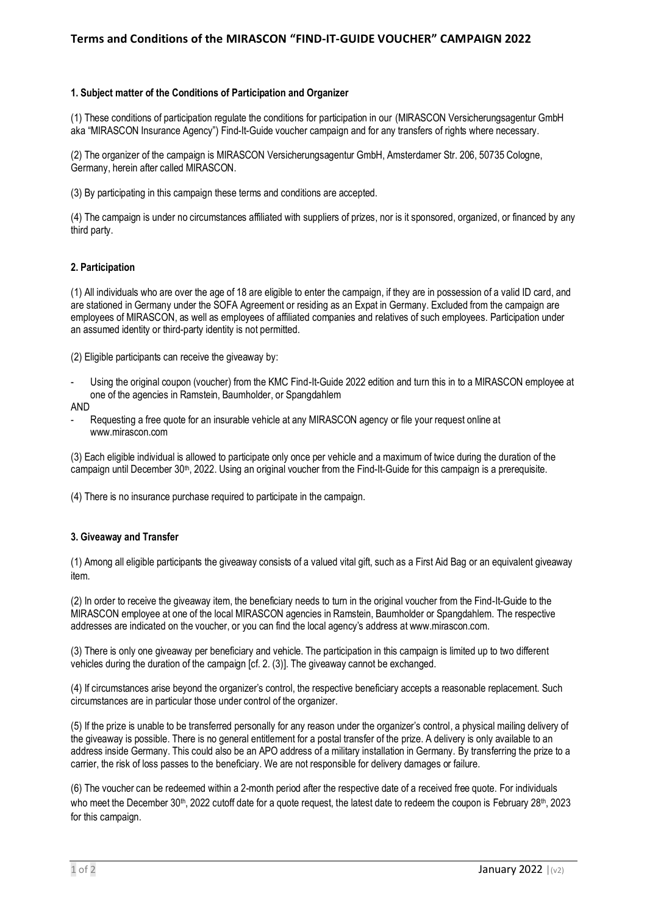# Terms and Conditions of the MIRASCON "FIND-IT-GUIDE VOUCHER" CAMPAIGN 2022

**1. Subject matter of the Conditions of Participation and Organizer**

(1) These conditions of participation regulate the conditions for participation in our (MIRASCON Versicherungsagentur GmbH aka "MIRASCON Insurance Agency") Find-It-Guide voucher campaign and for any transfers of rights where necessary.

(2) The organizer of the campaign is MIRASCON Versicherungsagentur GmbH, Amsterdamer Str. 206, 50735 Cologne, Germany, herein after called MIRASCON.

(3) By participating in this campaign these terms and conditions are accepted.

(4) The campaign is under no circumstances affiliated with suppliers of prizes, nor is it sponsored, organized, or financed by any third party.

**2. Participation**

(1) All individuals who are over the age of 18 are eligible to enter the campaign, if they are in possession of a valid ID card, and are stationed in Germany under the SOFA Agreement or residing as an Expat in Germany. Excluded from the campaign are employees of MIRASCON, as well as employees of affiliated companies and relatives of such employees. Participation under an assumed identity or third-party identity is not permitted.

(2) Eligible participants can receive the giveaway by:

- Using the original coupon (voucher) from the KMC Find-It-Guide 2022 edition and turn this in to a MIRASCON employee at one of the agencies in Ramstein, Baumholder, or Spangdahlem

AND

- Requesting a free quote for an insurable vehicle at any MIRASCON agency or file your request online at www.mirascon.com

(3) Each eligible individual is allowed to participate only once per vehicle and a maximum of twice during the duration of the campaign until December 30th, 2022. Using an original voucher from the Find-It-Guide for this campaign is a prerequisite.

(4) There is no insurance purchase required to participate in the campaign.

**3. Giveaway and Transfer**

(1) Among all eligible participants the giveaway consists of a valued vital gift, such as a First Aid Bag or an equivalent giveaway item.

(2) In order to receive the giveaway item, the beneficiary needs to turn in the original voucher from the Find-It-Guide to the MIRASCON employee at one of the local MIRASCON agencies in Ramstein, Baumholder or Spangdahlem. The respective addresses are indicated on the voucher, or you can find the local agency's address at www.mirascon.com.

(3) There is only one giveaway per beneficiary and vehicle. The participation in this campaign is limited up to two different vehicles during the duration of the campaign [cf. 2. (3)]. The giveaway cannot be exchanged.

(4) If circumstances arise beyond the organizer's control, the respective beneficiary accepts a reasonable replacement. Such circumstances are in particular those under control of the organizer.

(5) If the prize is unable to be transferred personally for any reason under the organizer's control, a physical mailing delivery of the giveaway is possible. There is no general entitlement for a postal transfer of the prize. A delivery is only available to an address inside Germany. This could also be an APO address of a military installation in Germany. By transferring the prize to a carrier, the risk of loss passes to the beneficiary. We are not responsible for delivery damages or failure.

(6) The voucher can be redeemed within a 2-month period after the respective date of a received free quote. For individuals who meet the December 30th, 2022 cutoff date for a quote request, the latest date to redeem the coupon is February 28th, 2023 for this campaign.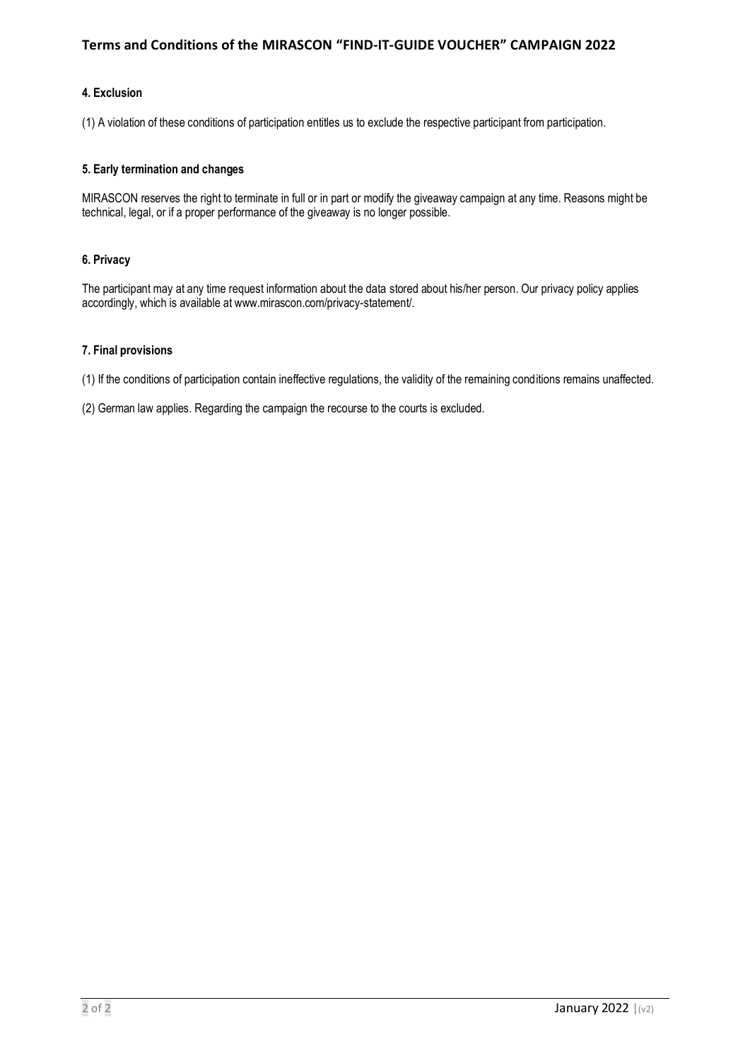#### 4. Exclusion

(1) A violation of these conditions of participation entitles us to exclude the respective participant from participation.

#### 5. Early termination and changes

MIRASCON reserves the right to terminate in full or in part or modify the giveaway campaign at any time. Reasons might be technical, legal, or if a proper performance of the giveaway is no longer possible.

#### 6. Privacy

The participant may at any time request information about the data stored about his/her person. Our privacy policy applies accordingly, which is available at www.mirascon.com/privacy-statement/.

#### 7. Final provisions

(1) If the conditions of participation contain ineffective regulations, the validity of the remaining conditions remains unaffected.

(2) German law applies. Regarding the campaign the recourse to the courts is excluded.